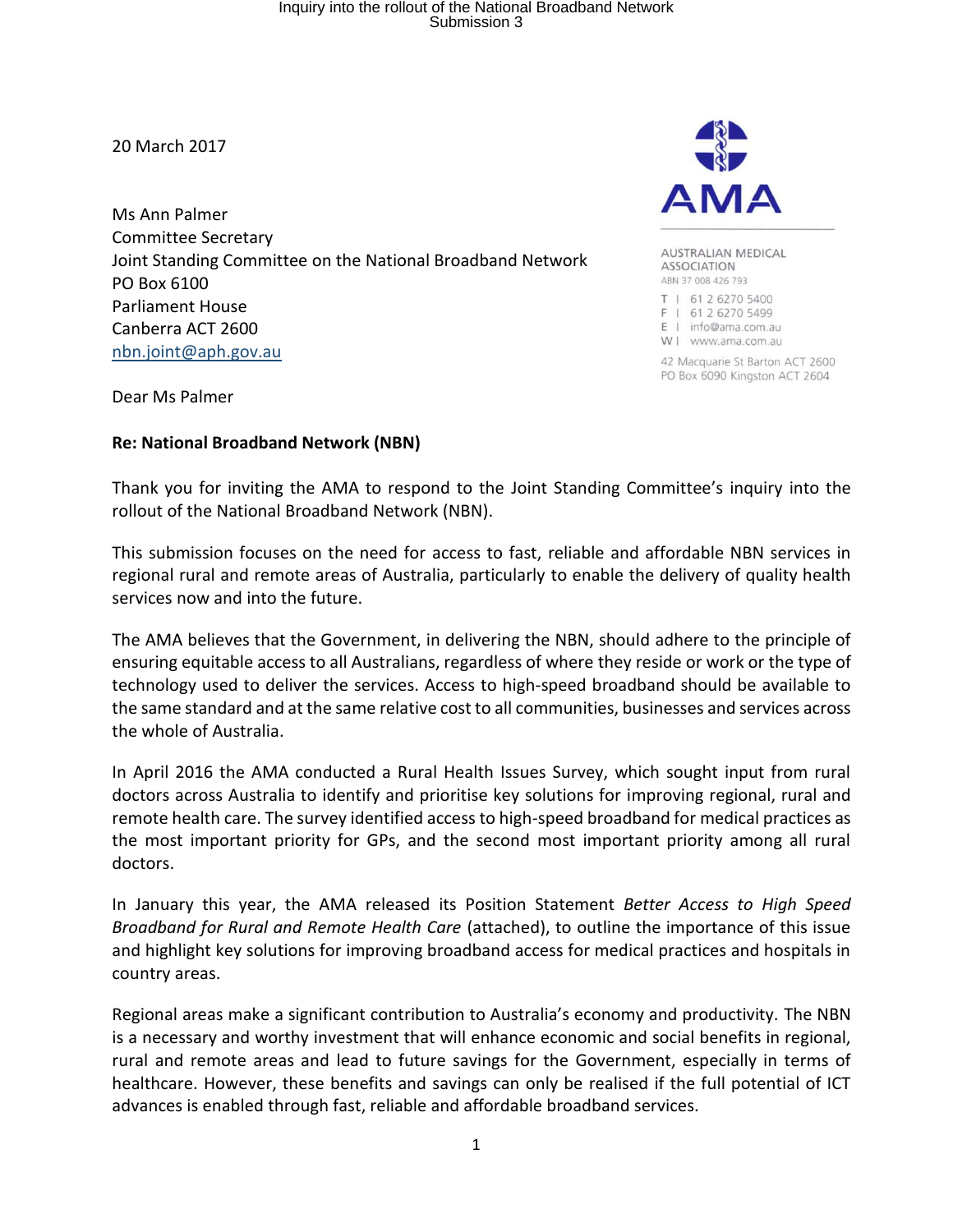20 March 2017

Ms Ann Palmer
Committee Secretary
Joint Standing Committee on the National Broadband Network
PO Box 6100
Parliament House
Canberra ACT 2600
nbn.joint@aph.gov.au

AMA

AUSTRALIAN MEDICAL ASSOCIATION
ABN 37 008 426 793

T | 61 2 6270 5400
F | 61 2 6270 5499
E | info@ama.com.au
W | www.ama.com.au

42 Macquarie St Barton ACT 2600
PO Box 6090 Kingston ACT 2604

Dear Ms Palmer

**Re: National Broadband Network (NBN)**

Thank you for inviting the AMA to respond to the Joint Standing Committee's inquiry into the rollout of the National Broadband Network (NBN).

This submission focuses on the need for access to fast, reliable and affordable NBN services in regional rural and remote areas of Australia, particularly to enable the delivery of quality health services now and into the future.

The AMA believes that the Government, in delivering the NBN, should adhere to the principle of ensuring equitable access to all Australians, regardless of where they reside or work or the type of technology used to deliver the services. Access to high-speed broadband should be available to the same standard and at the same relative cost to all communities, businesses and services across the whole of Australia.

In April 2016 the AMA conducted a Rural Health Issues Survey, which sought input from rural doctors across Australia to identify and prioritise key solutions for improving regional, rural and remote health care. The survey identified access to high-speed broadband for medical practices as the most important priority for GPs, and the second most important priority among all rural doctors.

In January this year, the AMA released its Position Statement *Better Access to High Speed Broadband for Rural and Remote Health Care* (attached), to outline the importance of this issue and highlight key solutions for improving broadband access for medical practices and hospitals in country areas.

Regional areas make a significant contribution to Australia's economy and productivity. The NBN is a necessary and worthy investment that will enhance economic and social benefits in regional, rural and remote areas and lead to future savings for the Government, especially in terms of healthcare. However, these benefits and savings can only be realised if the full potential of ICT advances is enabled through fast, reliable and affordable broadband services.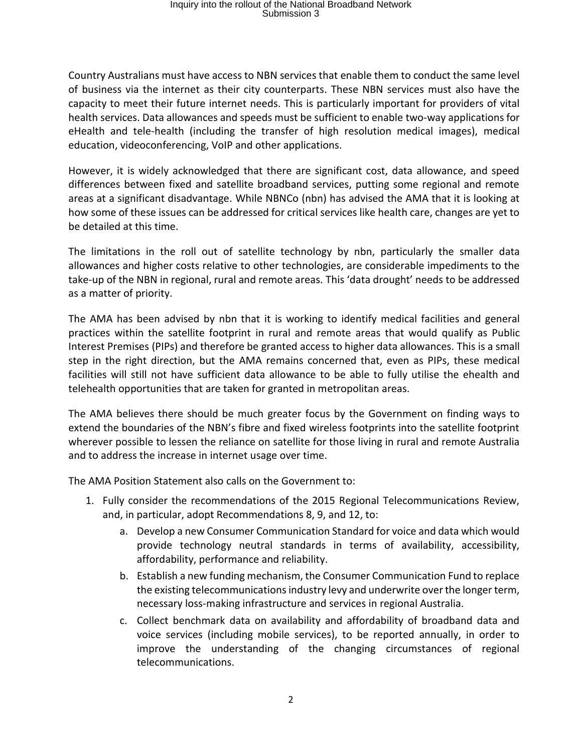Country Australians must have access to NBN services that enable them to conduct the same level of business via the internet as their city counterparts. These NBN services must also have the capacity to meet their future internet needs. This is particularly important for providers of vital health services. Data allowances and speeds must be sufficient to enable two-way applications for eHealth and tele-health (including the transfer of high resolution medical images), medical education, videoconferencing, VoIP and other applications.

However, it is widely acknowledged that there are significant cost, data allowance, and speed differences between fixed and satellite broadband services, putting some regional and remote areas at a significant disadvantage. While NBNCo (nbn) has advised the AMA that it is looking at how some of these issues can be addressed for critical services like health care, changes are yet to be detailed at this time.

The limitations in the roll out of satellite technology by nbn, particularly the smaller data allowances and higher costs relative to other technologies, are considerable impediments to the take-up of the NBN in regional, rural and remote areas. This 'data drought' needs to be addressed as a matter of priority.

The AMA has been advised by nbn that it is working to identify medical facilities and general practices within the satellite footprint in rural and remote areas that would qualify as Public Interest Premises (PIPs) and therefore be granted access to higher data allowances. This is a small step in the right direction, but the AMA remains concerned that, even as PIPs, these medical facilities will still not have sufficient data allowance to be able to fully utilise the ehealth and telehealth opportunities that are taken for granted in metropolitan areas.

The AMA believes there should be much greater focus by the Government on finding ways to extend the boundaries of the NBN's fibre and fixed wireless footprints into the satellite footprint wherever possible to lessen the reliance on satellite for those living in rural and remote Australia and to address the increase in internet usage over time.

The AMA Position Statement also calls on the Government to:

1. Fully consider the recommendations of the 2015 Regional Telecommunications Review, and, in particular, adopt Recommendations 8, 9, and 12, to:
    a. Develop a new Consumer Communication Standard for voice and data which would provide technology neutral standards in terms of availability, accessibility, affordability, performance and reliability.
    b. Establish a new funding mechanism, the Consumer Communication Fund to replace the existing telecommunications industry levy and underwrite over the longer term, necessary loss-making infrastructure and services in regional Australia.
    c. Collect benchmark data on availability and affordability of broadband data and voice services (including mobile services), to be reported annually, in order to improve the understanding of the changing circumstances of regional telecommunications.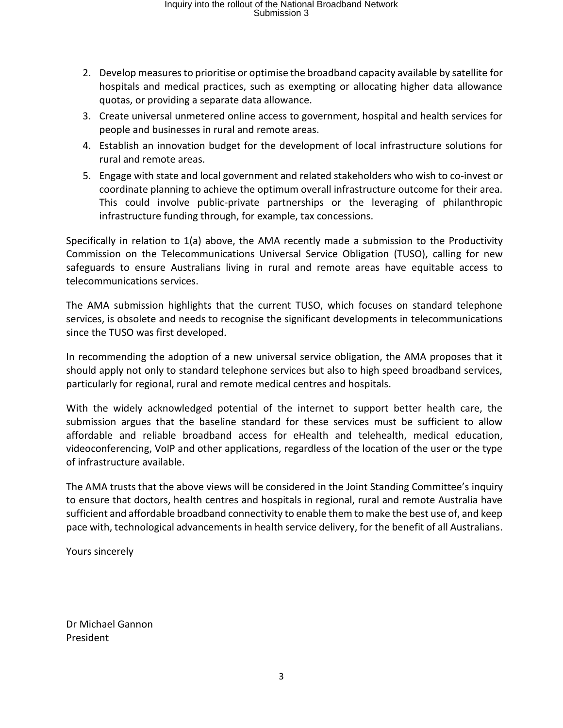2. Develop measures to prioritise or optimise the broadband capacity available by satellite for hospitals and medical practices, such as exempting or allocating higher data allowance quotas, or providing a separate data allowance.
3. Create universal unmetered online access to government, hospital and health services for people and businesses in rural and remote areas.
4. Establish an innovation budget for the development of local infrastructure solutions for rural and remote areas.
5. Engage with state and local government and related stakeholders who wish to co-invest or coordinate planning to achieve the optimum overall infrastructure outcome for their area. This could involve public-private partnerships or the leveraging of philanthropic infrastructure funding through, for example, tax concessions.

Specifically in relation to 1(a) above, the AMA recently made a submission to the Productivity Commission on the Telecommunications Universal Service Obligation (TUSO), calling for new safeguards to ensure Australians living in rural and remote areas have equitable access to telecommunications services.

The AMA submission highlights that the current TUSO, which focuses on standard telephone services, is obsolete and needs to recognise the significant developments in telecommunications since the TUSO was first developed.

In recommending the adoption of a new universal service obligation, the AMA proposes that it should apply not only to standard telephone services but also to high speed broadband services, particularly for regional, rural and remote medical centres and hospitals.

With the widely acknowledged potential of the internet to support better health care, the submission argues that the baseline standard for these services must be sufficient to allow affordable and reliable broadband access for eHealth and telehealth, medical education, videoconferencing, VoIP and other applications, regardless of the location of the user or the type of infrastructure available.

The AMA trusts that the above views will be considered in the Joint Standing Committee's inquiry to ensure that doctors, health centres and hospitals in regional, rural and remote Australia have sufficient and affordable broadband connectivity to enable them to make the best use of, and keep pace with, technological advancements in health service delivery, for the benefit of all Australians.

Yours sincerely

Dr Michael Gannon
President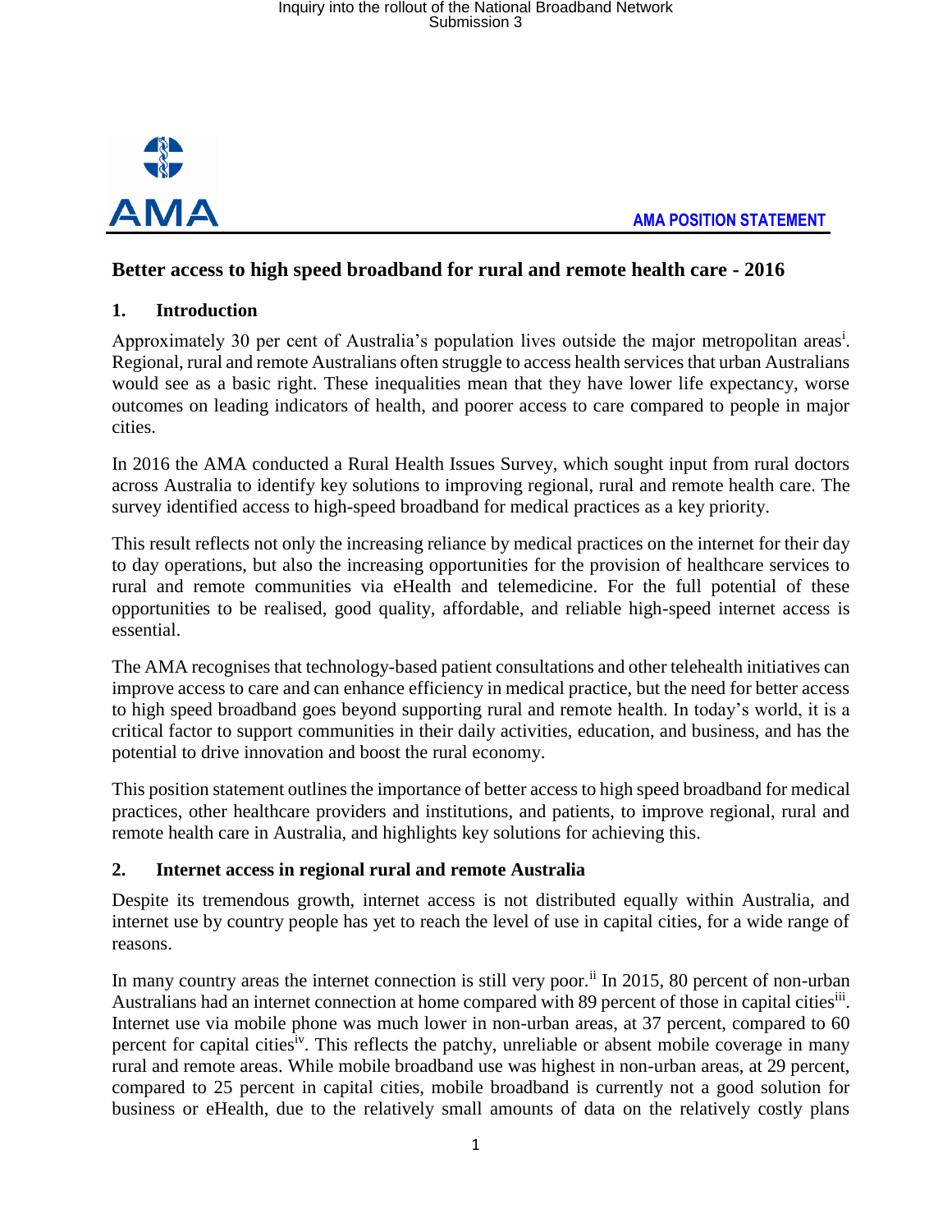AMA POSITION STATEMENT

# Better access to high speed broadband for rural and remote health care - 2016

## 1. Introduction

Approximately 30 per cent of Australia's population lives outside the major metropolitan areas[i]. Regional, rural and remote Australians often struggle to access health services that urban Australians would see as a basic right. These inequalities mean that they have lower life expectancy, worse outcomes on leading indicators of health, and poorer access to care compared to people in major cities.

In 2016 the AMA conducted a Rural Health Issues Survey, which sought input from rural doctors across Australia to identify key solutions to improving regional, rural and remote health care. The survey identified access to high-speed broadband for medical practices as a key priority.

This result reflects not only the increasing reliance by medical practices on the internet for their day to day operations, but also the increasing opportunities for the provision of healthcare services to rural and remote communities via eHealth and telemedicine. For the full potential of these opportunities to be realised, good quality, affordable, and reliable high-speed internet access is essential.

The AMA recognises that technology-based patient consultations and other telehealth initiatives can improve access to care and can enhance efficiency in medical practice, but the need for better access to high speed broadband goes beyond supporting rural and remote health. In today's world, it is a critical factor to support communities in their daily activities, education, and business, and has the potential to drive innovation and boost the rural economy.

This position statement outlines the importance of better access to high speed broadband for medical practices, other healthcare providers and institutions, and patients, to improve regional, rural and remote health care in Australia, and highlights key solutions for achieving this.

## 2. Internet access in regional rural and remote Australia

Despite its tremendous growth, internet access is not distributed equally within Australia, and internet use by country people has yet to reach the level of use in capital cities, for a wide range of reasons.

In many country areas the internet connection is still very poor.[ii] In 2015, 80 percent of non-urban Australians had an internet connection at home compared with 89 percent of those in capital cities[iii]. Internet use via mobile phone was much lower in non-urban areas, at 37 percent, compared to 60 percent for capital cities[iv]. This reflects the patchy, unreliable or absent mobile coverage in many rural and remote areas. While mobile broadband use was highest in non-urban areas, at 29 percent, compared to 25 percent in capital cities, mobile broadband is currently not a good solution for business or eHealth, due to the relatively small amounts of data on the relatively costly plans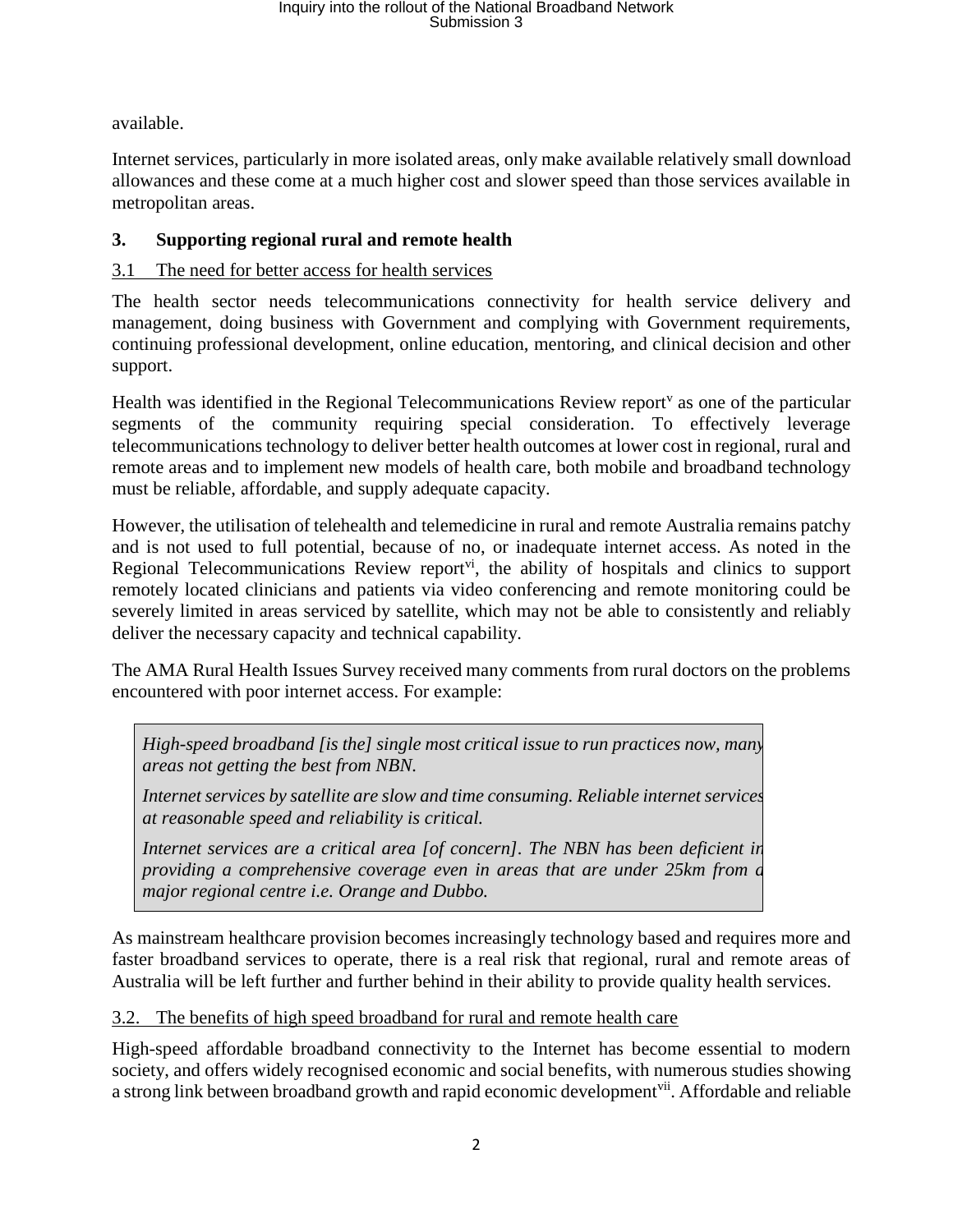available.

Internet services, particularly in more isolated areas, only make available relatively small download allowances and these come at a much higher cost and slower speed than those services available in metropolitan areas.

## 3. Supporting regional rural and remote health

### 3.1 The need for better access for health services

The health sector needs telecommunications connectivity for health service delivery and management, doing business with Government and complying with Government requirements, continuing professional development, online education, mentoring, and clinical decision and other support.

Health was identified in the Regional Telecommunications Review report[v] as one of the particular segments of the community requiring special consideration. To effectively leverage telecommunications technology to deliver better health outcomes at lower cost in regional, rural and remote areas and to implement new models of health care, both mobile and broadband technology must be reliable, affordable, and supply adequate capacity.

However, the utilisation of telehealth and telemedicine in rural and remote Australia remains patchy and is not used to full potential, because of no, or inadequate internet access. As noted in the Regional Telecommunications Review report[vi], the ability of hospitals and clinics to support remotely located clinicians and patients via video conferencing and remote monitoring could be severely limited in areas serviced by satellite, which may not be able to consistently and reliably deliver the necessary capacity and technical capability.

The AMA Rural Health Issues Survey received many comments from rural doctors on the problems encountered with poor internet access. For example:

> *High-speed broadband [is the] single most critical issue to run practices now, many areas not getting the best from NBN.*
>
> *Internet services by satellite are slow and time consuming. Reliable internet services at reasonable speed and reliability is critical.*
>
> *Internet services are a critical area [of concern]. The NBN has been deficient in providing a comprehensive coverage even in areas that are under 25km from a major regional centre i.e. Orange and Dubbo.*

As mainstream healthcare provision becomes increasingly technology based and requires more and faster broadband services to operate, there is a real risk that regional, rural and remote areas of Australia will be left further and further behind in their ability to provide quality health services.

### 3.2. The benefits of high speed broadband for rural and remote health care

High-speed affordable broadband connectivity to the Internet has become essential to modern society, and offers widely recognised economic and social benefits, with numerous studies showing a strong link between broadband growth and rapid economic development[vii]. Affordable and reliable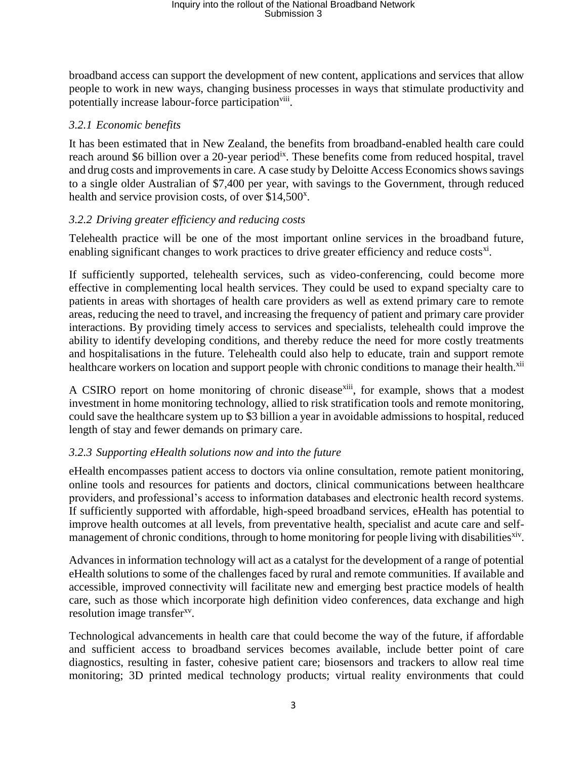broadband access can support the development of new content, applications and services that allow people to work in new ways, changing business processes in ways that stimulate productivity and potentially increase labour-force participation[viii].

### *3.2.1 Economic benefits*

It has been estimated that in New Zealand, the benefits from broadband-enabled health care could reach around $6 billion over a 20-year period[ix]. These benefits come from reduced hospital, travel and drug costs and improvements in care. A case study by Deloitte Access Economics shows savings to a single older Australian of $7,400 per year, with savings to the Government, through reduced health and service provision costs, of over $14,500[x].

### *3.2.2 Driving greater efficiency and reducing costs*

Telehealth practice will be one of the most important online services in the broadband future, enabling significant changes to work practices to drive greater efficiency and reduce costs[xi].

If sufficiently supported, telehealth services, such as video-conferencing, could become more effective in complementing local health services. They could be used to expand specialty care to patients in areas with shortages of health care providers as well as extend primary care to remote areas, reducing the need to travel, and increasing the frequency of patient and primary care provider interactions. By providing timely access to services and specialists, telehealth could improve the ability to identify developing conditions, and thereby reduce the need for more costly treatments and hospitalisations in the future. Telehealth could also help to educate, train and support remote healthcare workers on location and support people with chronic conditions to manage their health.[xii]

A CSIRO report on home monitoring of chronic disease[xiii], for example, shows that a modest investment in home monitoring technology, allied to risk stratification tools and remote monitoring, could save the healthcare system up to $3 billion a year in avoidable admissions to hospital, reduced length of stay and fewer demands on primary care.

### *3.2.3 Supporting eHealth solutions now and into the future*

eHealth encompasses patient access to doctors via online consultation, remote patient monitoring, online tools and resources for patients and doctors, clinical communications between healthcare providers, and professional's access to information databases and electronic health record systems. If sufficiently supported with affordable, high-speed broadband services, eHealth has potential to improve health outcomes at all levels, from preventative health, specialist and acute care and self-management of chronic conditions, through to home monitoring for people living with disabilities[xiv].

Advances in information technology will act as a catalyst for the development of a range of potential eHealth solutions to some of the challenges faced by rural and remote communities. If available and accessible, improved connectivity will facilitate new and emerging best practice models of health care, such as those which incorporate high definition video conferences, data exchange and high resolution image transfer[xv].

Technological advancements in health care that could become the way of the future, if affordable and sufficient access to broadband services becomes available, include better point of care diagnostics, resulting in faster, cohesive patient care; biosensors and trackers to allow real time monitoring; 3D printed medical technology products; virtual reality environments that could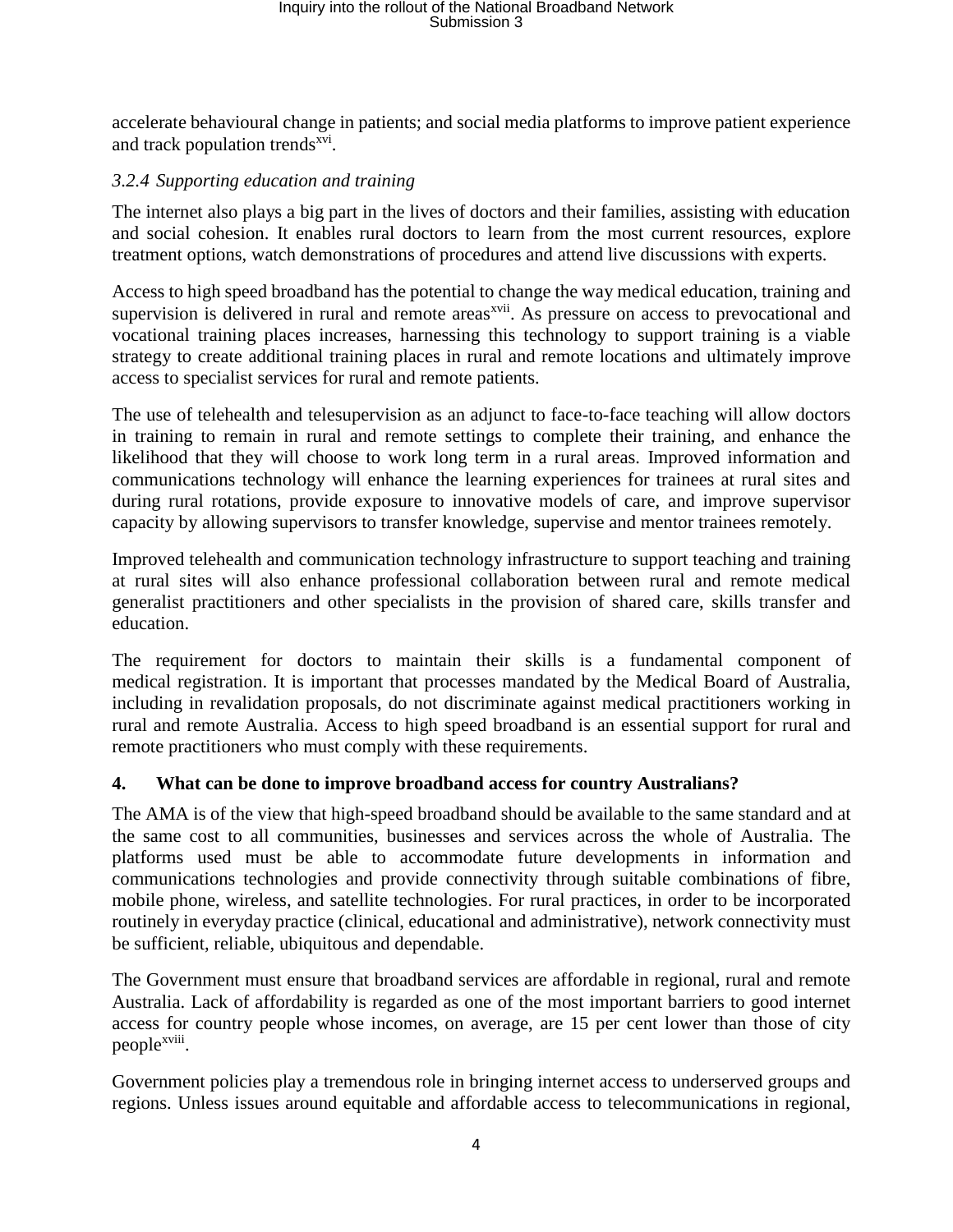accelerate behavioural change in patients; and social media platforms to improve patient experience and track population trends[xvi].

### *3.2.4 Supporting education and training*

The internet also plays a big part in the lives of doctors and their families, assisting with education and social cohesion. It enables rural doctors to learn from the most current resources, explore treatment options, watch demonstrations of procedures and attend live discussions with experts.

Access to high speed broadband has the potential to change the way medical education, training and supervision is delivered in rural and remote areas[xvii]. As pressure on access to prevocational and vocational training places increases, harnessing this technology to support training is a viable strategy to create additional training places in rural and remote locations and ultimately improve access to specialist services for rural and remote patients.

The use of telehealth and telesupervision as an adjunct to face-to-face teaching will allow doctors in training to remain in rural and remote settings to complete their training, and enhance the likelihood that they will choose to work long term in a rural areas. Improved information and communications technology will enhance the learning experiences for trainees at rural sites and during rural rotations, provide exposure to innovative models of care, and improve supervisor capacity by allowing supervisors to transfer knowledge, supervise and mentor trainees remotely.

Improved telehealth and communication technology infrastructure to support teaching and training at rural sites will also enhance professional collaboration between rural and remote medical generalist practitioners and other specialists in the provision of shared care, skills transfer and education.

The requirement for doctors to maintain their skills is a fundamental component of medical registration. It is important that processes mandated by the Medical Board of Australia, including in revalidation proposals, do not discriminate against medical practitioners working in rural and remote Australia. Access to high speed broadband is an essential support for rural and remote practitioners who must comply with these requirements.

## 4. What can be done to improve broadband access for country Australians?

The AMA is of the view that high-speed broadband should be available to the same standard and at the same cost to all communities, businesses and services across the whole of Australia. The platforms used must be able to accommodate future developments in information and communications technologies and provide connectivity through suitable combinations of fibre, mobile phone, wireless, and satellite technologies. For rural practices, in order to be incorporated routinely in everyday practice (clinical, educational and administrative), network connectivity must be sufficient, reliable, ubiquitous and dependable.

The Government must ensure that broadband services are affordable in regional, rural and remote Australia. Lack of affordability is regarded as one of the most important barriers to good internet access for country people whose incomes, on average, are 15 per cent lower than those of city people[xviii].

Government policies play a tremendous role in bringing internet access to underserved groups and regions. Unless issues around equitable and affordable access to telecommunications in regional,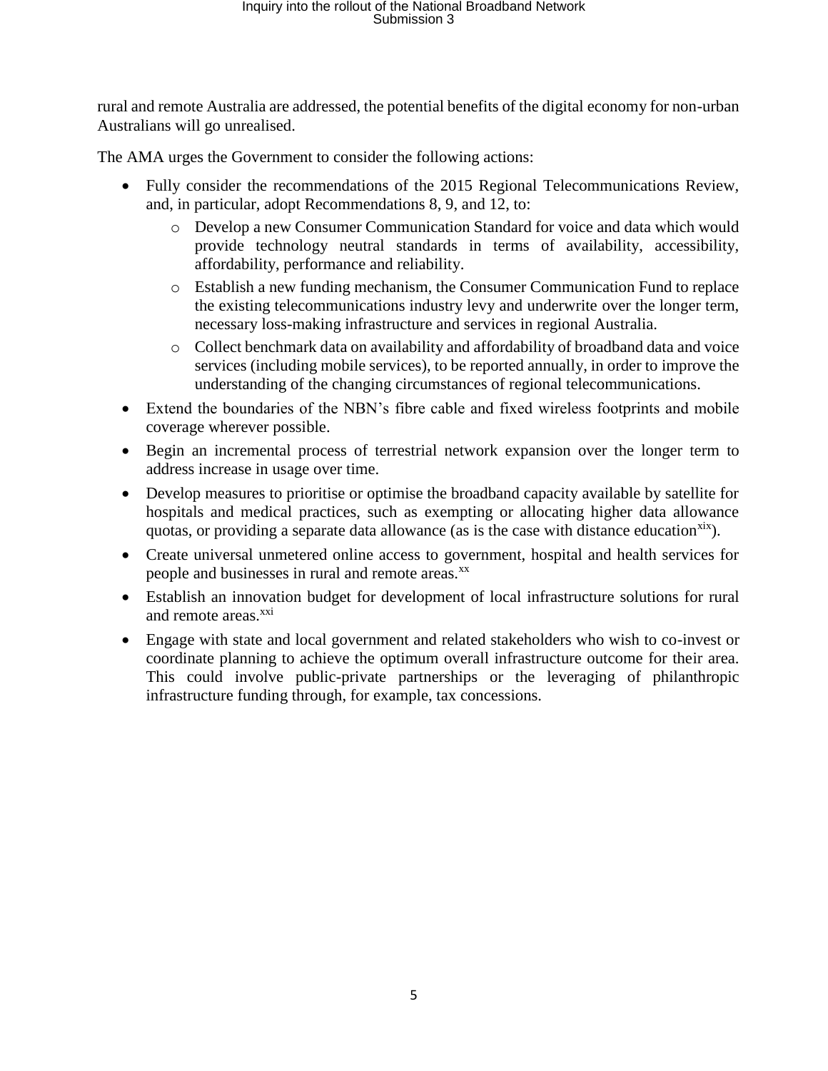rural and remote Australia are addressed, the potential benefits of the digital economy for non-urban Australians will go unrealised.

The AMA urges the Government to consider the following actions:

- Fully consider the recommendations of the 2015 Regional Telecommunications Review, and, in particular, adopt Recommendations 8, 9, and 12, to:
  - Develop a new Consumer Communication Standard for voice and data which would provide technology neutral standards in terms of availability, accessibility, affordability, performance and reliability.
  - Establish a new funding mechanism, the Consumer Communication Fund to replace the existing telecommunications industry levy and underwrite over the longer term, necessary loss-making infrastructure and services in regional Australia.
  - Collect benchmark data on availability and affordability of broadband data and voice services (including mobile services), to be reported annually, in order to improve the understanding of the changing circumstances of regional telecommunications.
- Extend the boundaries of the NBN's fibre cable and fixed wireless footprints and mobile coverage wherever possible.
- Begin an incremental process of terrestrial network expansion over the longer term to address increase in usage over time.
- Develop measures to prioritise or optimise the broadband capacity available by satellite for hospitals and medical practices, such as exempting or allocating higher data allowance quotas, or providing a separate data allowance (as is the case with distance education[xix]).
- Create universal unmetered online access to government, hospital and health services for people and businesses in rural and remote areas.[xx]
- Establish an innovation budget for development of local infrastructure solutions for rural and remote areas.[xxi]
- Engage with state and local government and related stakeholders who wish to co-invest or coordinate planning to achieve the optimum overall infrastructure outcome for their area. This could involve public-private partnerships or the leveraging of philanthropic infrastructure funding through, for example, tax concessions.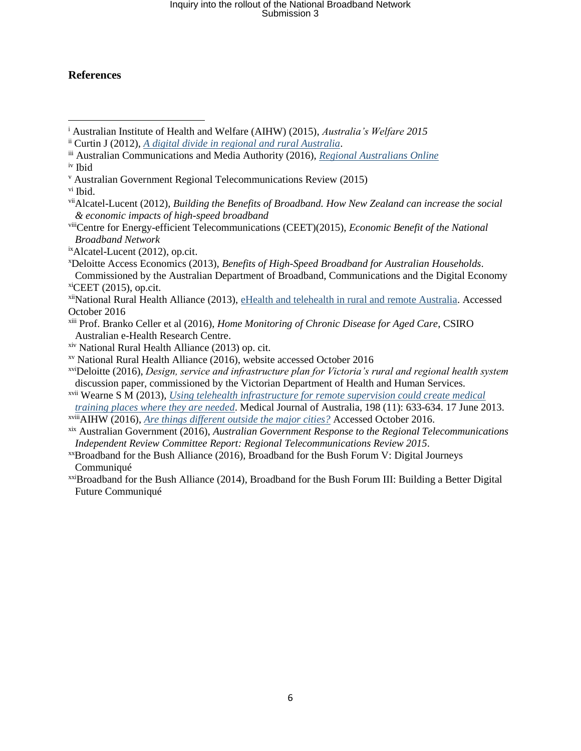## References

[i] Australian Institute of Health and Welfare (AIHW) (2015), *Australia's Welfare 2015*

[ii] Curtin J (2012), *A digital divide in regional and rural Australia*.

[iii] Australian Communications and Media Authority (2016), *Regional Australians Online*

[iv] Ibid

[v] Australian Government Regional Telecommunications Review (2015)

[vi] Ibid.

[vii] Alcatel-Lucent (2012), *Building the Benefits of Broadband. How New Zealand can increase the social & economic impacts of high-speed broadband*

[viii] Centre for Energy-efficient Telecommunications (CEET)(2015), *Economic Benefit of the National Broadband Network*

[ix] Alcatel-Lucent (2012), op.cit.

[x] Deloitte Access Economics (2013), *Benefits of High-Speed Broadband for Australian Households*. Commissioned by the Australian Department of Broadband, Communications and the Digital Economy

[xi] CEET (2015), op.cit.

[xii] National Rural Health Alliance (2013), eHealth and telehealth in rural and remote Australia. Accessed October 2016

[xiii] Prof. Branko Celler et al (2016), *Home Monitoring of Chronic Disease for Aged Care*, CSIRO Australian e-Health Research Centre.

[xiv] National Rural Health Alliance (2013) op. cit.

[xv] National Rural Health Alliance (2016), website accessed October 2016

[xvi] Deloitte (2016), *Design, service and infrastructure plan for Victoria's rural and regional health system* discussion paper, commissioned by the Victorian Department of Health and Human Services.

[xvii] Wearne S M (2013), *Using telehealth infrastructure for remote supervision could create medical training places where they are needed*. Medical Journal of Australia, 198 (11): 633-634. 17 June 2013.

[xviii] AIHW (2016), *Are things different outside the major cities?* Accessed October 2016.

[xix] Australian Government (2016), *Australian Government Response to the Regional Telecommunications Independent Review Committee Report: Regional Telecommunications Review 2015*.

[xx] Broadband for the Bush Alliance (2016), Broadband for the Bush Forum V: Digital Journeys Communiqué

[xxi] Broadband for the Bush Alliance (2014), Broadband for the Bush Forum III: Building a Better Digital Future Communiqué